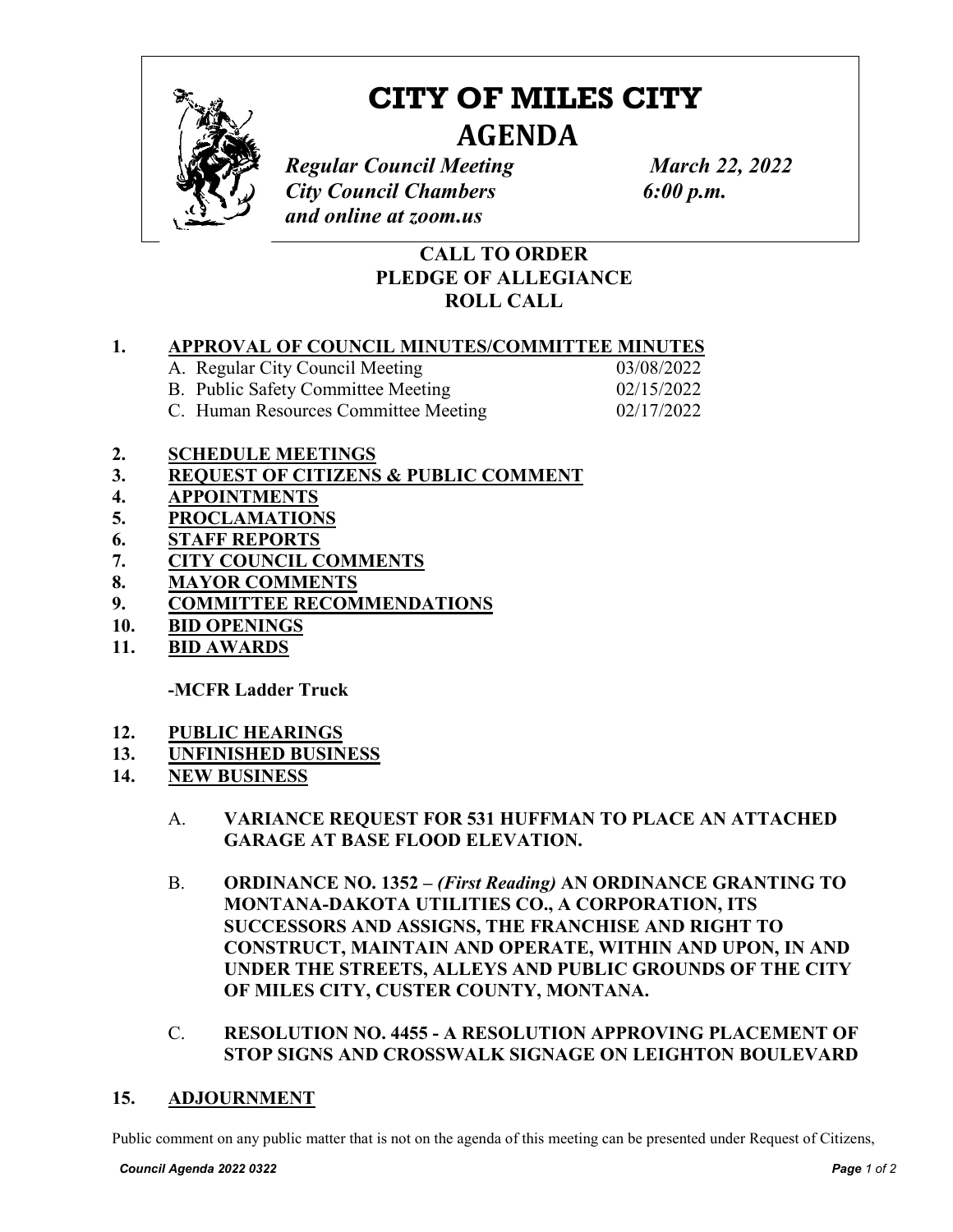# CITY OF MILES CITY

## AGENDA

***Regular Council Meeting*** ***March 22, 2022***
***City Council Chambers*** ***6:00 p.m.***
***and online at zoom.us***

**CALL TO ORDER**
**PLEDGE OF ALLEGIANCE**
**ROLL CALL**

**1. APPROVAL OF COUNCIL MINUTES/COMMITTEE MINUTES**

| | |
|---|---|
| A. Regular City Council Meeting | 03/08/2022 |
| B. Public Safety Committee Meeting | 02/15/2022 |
| C. Human Resources Committee Meeting | 02/17/2022 |

**2. SCHEDULE MEETINGS**

**3. REQUEST OF CITIZENS & PUBLIC COMMENT**

**4. APPOINTMENTS**

**5. PROCLAMATIONS**

**6. STAFF REPORTS**

**7. CITY COUNCIL COMMENTS**

**8. MAYOR COMMENTS**

**9. COMMITTEE RECOMMENDATIONS**

**10. BID OPENINGS**

**11. BID AWARDS**

**-MCFR Ladder Truck**

**12. PUBLIC HEARINGS**

**13. UNFINISHED BUSINESS**

**14. NEW BUSINESS**

A. **VARIANCE REQUEST FOR 531 HUFFMAN TO PLACE AN ATTACHED GARAGE AT BASE FLOOD ELEVATION.**

B. **ORDINANCE NO. 1352 –** ***(First Reading)*** **AN ORDINANCE GRANTING TO MONTANA-DAKOTA UTILITIES CO., A CORPORATION, ITS SUCCESSORS AND ASSIGNS, THE FRANCHISE AND RIGHT TO CONSTRUCT, MAINTAIN AND OPERATE, WITHIN AND UPON, IN AND UNDER THE STREETS, ALLEYS AND PUBLIC GROUNDS OF THE CITY OF MILES CITY, CUSTER COUNTY, MONTANA.**

C. **RESOLUTION NO. 4455 - A RESOLUTION APPROVING PLACEMENT OF STOP SIGNS AND CROSSWALK SIGNAGE ON LEIGHTON BOULEVARD**

**15. ADJOURNMENT**

Public comment on any public matter that is not on the agenda of this meeting can be presented under Request of Citizens,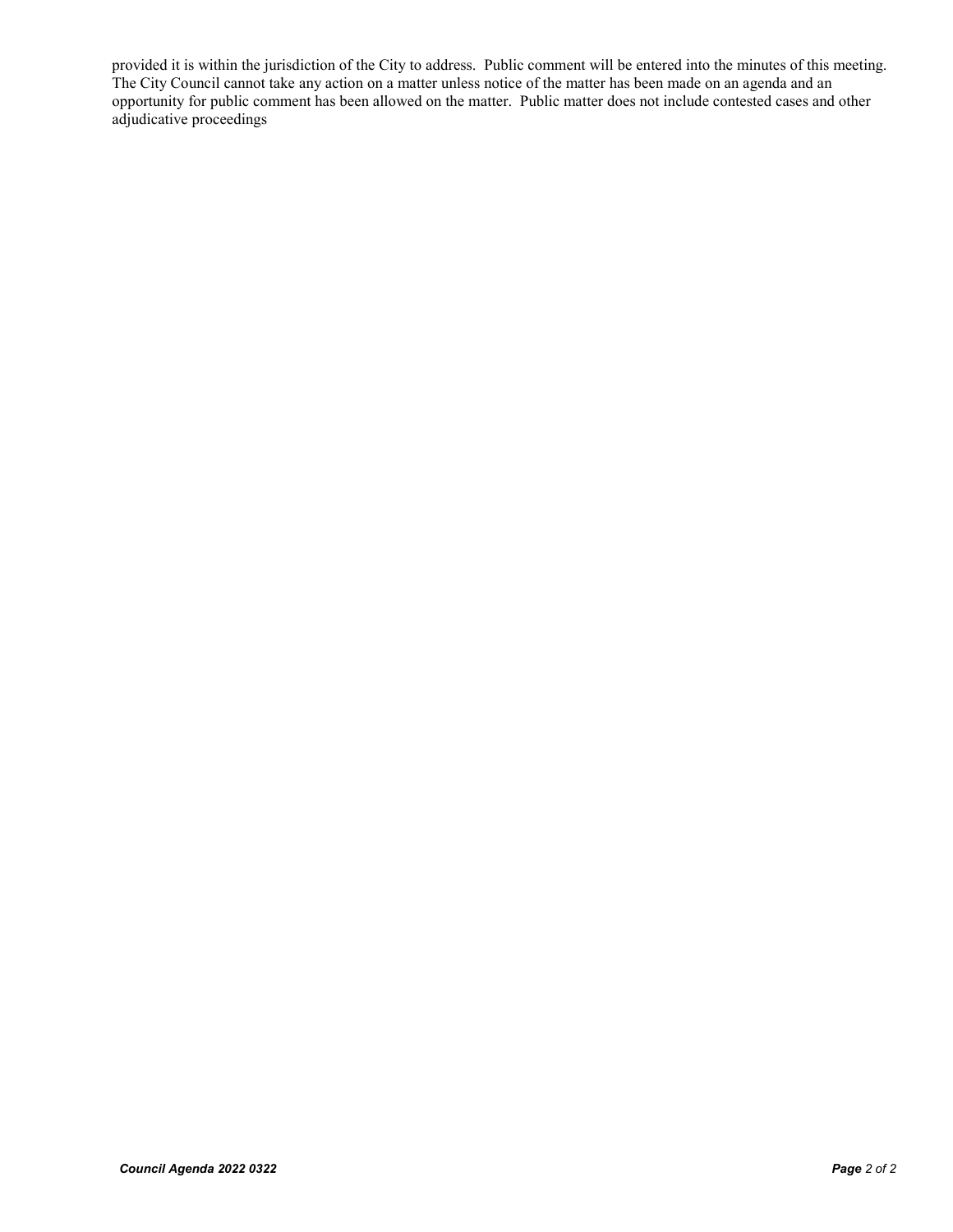provided it is within the jurisdiction of the City to address. Public comment will be entered into the minutes of this meeting. The City Council cannot take any action on a matter unless notice of the matter has been made on an agenda and an opportunity for public comment has been allowed on the matter. Public matter does not include contested cases and other adjudicative proceedings